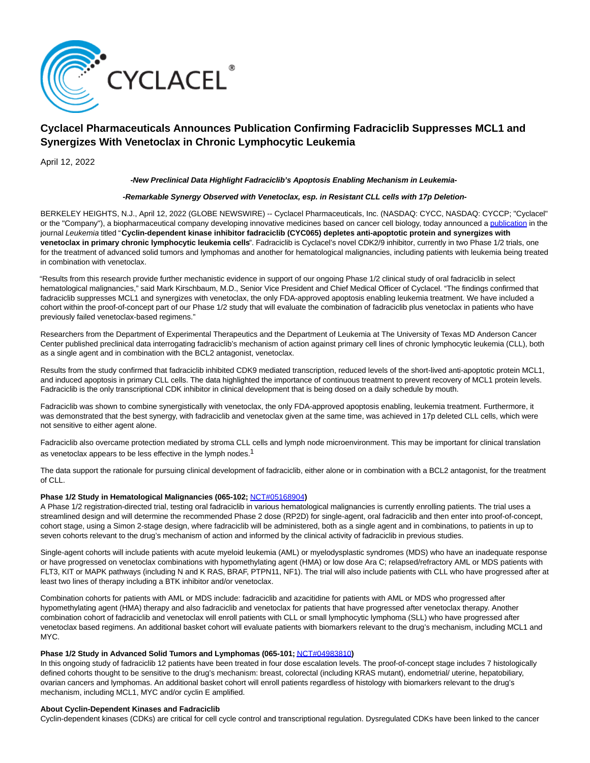# Cyclacel Pharmaceuticals Announces Publication Confirming Fadraciclib Suppresses MCL1 and Synergizes With Venetoclax in Chronic Lymphocytic Leukemia

April 12, 2022

***-New Preclinical Data Highlight Fadraciclib's Apoptosis Enabling Mechanism in Leukemia-***

***-Remarkable Synergy Observed with Venetoclax, esp. in Resistant CLL cells with 17p Deletion-***

BERKELEY HEIGHTS, N.J., April 12, 2022 (GLOBE NEWSWIRE) -- Cyclacel Pharmaceuticals, Inc. (NASDAQ: CYCC, NASDAQ: CYCCP; "Cyclacel" or the "Company"), a biopharmaceutical company developing innovative medicines based on cancer cell biology, today announced a publication in the journal *Leukemia* titled "**Cyclin-dependent kinase inhibitor fadraciclib (CYC065) depletes anti-apoptotic protein and synergizes with venetoclax in primary chronic lymphocytic leukemia cells**". Fadraciclib is Cyclacel's novel CDK2/9 inhibitor, currently in two Phase 1/2 trials, one for the treatment of advanced solid tumors and lymphomas and another for hematological malignancies, including patients with leukemia being treated in combination with venetoclax.

"Results from this research provide further mechanistic evidence in support of our ongoing Phase 1/2 clinical study of oral fadraciclib in select hematological malignancies," said Mark Kirschbaum, M.D., Senior Vice President and Chief Medical Officer of Cyclacel. "The findings confirmed that fadraciclib suppresses MCL1 and synergizes with venetoclax, the only FDA-approved apoptosis enabling leukemia treatment. We have included a cohort within the proof-of-concept part of our Phase 1/2 study that will evaluate the combination of fadraciclib plus venetoclax in patients who have previously failed venetoclax-based regimens."

Researchers from the Department of Experimental Therapeutics and the Department of Leukemia at The University of Texas MD Anderson Cancer Center published preclinical data interrogating fadraciclib's mechanism of action against primary cell lines of chronic lymphocytic leukemia (CLL), both as a single agent and in combination with the BCL2 antagonist, venetoclax.

Results from the study confirmed that fadraciclib inhibited CDK9 mediated transcription, reduced levels of the short-lived anti-apoptotic protein MCL1, and induced apoptosis in primary CLL cells. The data highlighted the importance of continuous treatment to prevent recovery of MCL1 protein levels. Fadraciclib is the only transcriptional CDK inhibitor in clinical development that is being dosed on a daily schedule by mouth.

Fadraciclib was shown to combine synergistically with venetoclax, the only FDA-approved apoptosis enabling, leukemia treatment. Furthermore, it was demonstrated that the best synergy, with fadraciclib and venetoclax given at the same time, was achieved in 17p deleted CLL cells, which were not sensitive to either agent alone.

Fadraciclib also overcame protection mediated by stroma CLL cells and lymph node microenvironment. This may be important for clinical translation as venetoclax appears to be less effective in the lymph nodes.[1]

The data support the rationale for pursuing clinical development of fadraciclib, either alone or in combination with a BCL2 antagonist, for the treatment of CLL.

**Phase 1/2 Study in Hematological Malignancies (065-102; NCT#05168904)**

A Phase 1/2 registration-directed trial, testing oral fadraciclib in various hematological malignancies is currently enrolling patients. The trial uses a streamlined design and will determine the recommended Phase 2 dose (RP2D) for single-agent, oral fadraciclib and then enter into proof-of-concept, cohort stage, using a Simon 2-stage design, where fadraciclib will be administered, both as a single agent and in combinations, to patients in up to seven cohorts relevant to the drug's mechanism of action and informed by the clinical activity of fadraciclib in previous studies.

Single-agent cohorts will include patients with acute myeloid leukemia (AML) or myelodysplastic syndromes (MDS) who have an inadequate response or have progressed on venetoclax combinations with hypomethylating agent (HMA) or low dose Ara C; relapsed/refractory AML or MDS patients with FLT3, KIT or MAPK pathways (including N and K RAS, BRAF, PTPN11, NF1). The trial will also include patients with CLL who have progressed after at least two lines of therapy including a BTK inhibitor and/or venetoclax.

Combination cohorts for patients with AML or MDS include: fadraciclib and azacitidine for patients with AML or MDS who progressed after hypomethylating agent (HMA) therapy and also fadraciclib and venetoclax for patients that have progressed after venetoclax therapy. Another combination cohort of fadraciclib and venetoclax will enroll patients with CLL or small lymphocytic lymphoma (SLL) who have progressed after venetoclax based regimens. An additional basket cohort will evaluate patients with biomarkers relevant to the drug's mechanism, including MCL1 and MYC.

**Phase 1/2 Study in Advanced Solid Tumors and Lymphomas (065-101; NCT#04983810)**

In this ongoing study of fadraciclib 12 patients have been treated in four dose escalation levels. The proof-of-concept stage includes 7 histologically defined cohorts thought to be sensitive to the drug's mechanism: breast, colorectal (including KRAS mutant), endometrial/ uterine, hepatobiliary, ovarian cancers and lymphomas. An additional basket cohort will enroll patients regardless of histology with biomarkers relevant to the drug's mechanism, including MCL1, MYC and/or cyclin E amplified.

**About Cyclin-Dependent Kinases and Fadraciclib**

Cyclin-dependent kinases (CDKs) are critical for cell cycle control and transcriptional regulation. Dysregulated CDKs have been linked to the cancer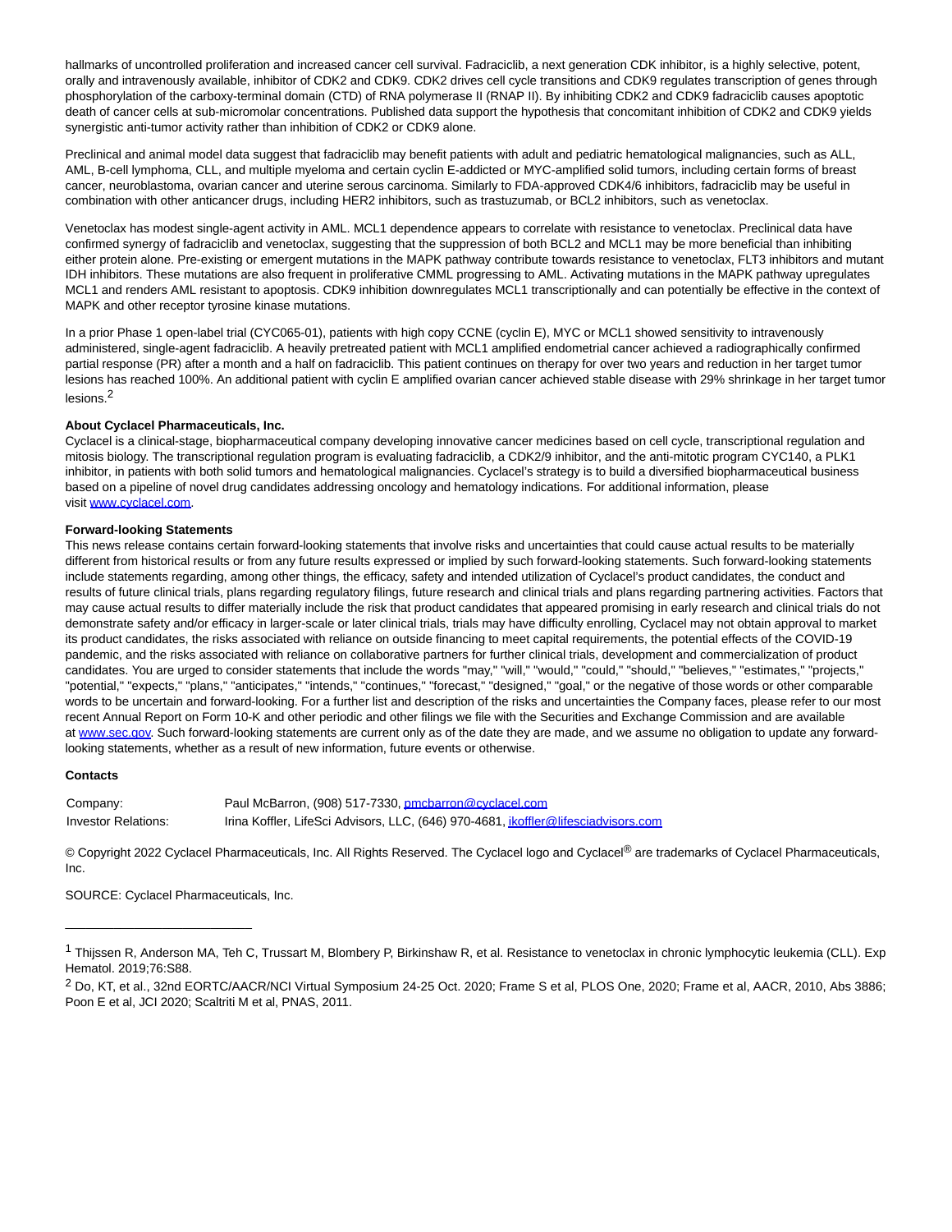hallmarks of uncontrolled proliferation and increased cancer cell survival. Fadraciclib, a next generation CDK inhibitor, is a highly selective, potent, orally and intravenously available, inhibitor of CDK2 and CDK9. CDK2 drives cell cycle transitions and CDK9 regulates transcription of genes through phosphorylation of the carboxy-terminal domain (CTD) of RNA polymerase II (RNAP II). By inhibiting CDK2 and CDK9 fadraciclib causes apoptotic death of cancer cells at sub-micromolar concentrations. Published data support the hypothesis that concomitant inhibition of CDK2 and CDK9 yields synergistic anti-tumor activity rather than inhibition of CDK2 or CDK9 alone.

Preclinical and animal model data suggest that fadraciclib may benefit patients with adult and pediatric hematological malignancies, such as ALL, AML, B-cell lymphoma, CLL, and multiple myeloma and certain cyclin E-addicted or MYC-amplified solid tumors, including certain forms of breast cancer, neuroblastoma, ovarian cancer and uterine serous carcinoma. Similarly to FDA-approved CDK4/6 inhibitors, fadraciclib may be useful in combination with other anticancer drugs, including HER2 inhibitors, such as trastuzumab, or BCL2 inhibitors, such as venetoclax.

Venetoclax has modest single-agent activity in AML. MCL1 dependence appears to correlate with resistance to venetoclax. Preclinical data have confirmed synergy of fadraciclib and venetoclax, suggesting that the suppression of both BCL2 and MCL1 may be more beneficial than inhibiting either protein alone. Pre-existing or emergent mutations in the MAPK pathway contribute towards resistance to venetoclax, FLT3 inhibitors and mutant IDH inhibitors. These mutations are also frequent in proliferative CMML progressing to AML. Activating mutations in the MAPK pathway upregulates MCL1 and renders AML resistant to apoptosis. CDK9 inhibition downregulates MCL1 transcriptionally and can potentially be effective in the context of MAPK and other receptor tyrosine kinase mutations.

In a prior Phase 1 open-label trial (CYC065-01), patients with high copy CCNE (cyclin E), MYC or MCL1 showed sensitivity to intravenously administered, single-agent fadraciclib. A heavily pretreated patient with MCL1 amplified endometrial cancer achieved a radiographically confirmed partial response (PR) after a month and a half on fadraciclib. This patient continues on therapy for over two years and reduction in her target tumor lesions has reached 100%. An additional patient with cyclin E amplified ovarian cancer achieved stable disease with 29% shrinkage in her target tumor lesions.[2]

**About Cyclacel Pharmaceuticals, Inc.**

Cyclacel is a clinical-stage, biopharmaceutical company developing innovative cancer medicines based on cell cycle, transcriptional regulation and mitosis biology. The transcriptional regulation program is evaluating fadraciclib, a CDK2/9 inhibitor, and the anti-mitotic program CYC140, a PLK1 inhibitor, in patients with both solid tumors and hematological malignancies. Cyclacel's strategy is to build a diversified biopharmaceutical business based on a pipeline of novel drug candidates addressing oncology and hematology indications. For additional information, please visit www.cyclacel.com.

**Forward-looking Statements**

This news release contains certain forward-looking statements that involve risks and uncertainties that could cause actual results to be materially different from historical results or from any future results expressed or implied by such forward-looking statements. Such forward-looking statements include statements regarding, among other things, the efficacy, safety and intended utilization of Cyclacel's product candidates, the conduct and results of future clinical trials, plans regarding regulatory filings, future research and clinical trials and plans regarding partnering activities. Factors that may cause actual results to differ materially include the risk that product candidates that appeared promising in early research and clinical trials do not demonstrate safety and/or efficacy in larger-scale or later clinical trials, trials may have difficulty enrolling, Cyclacel may not obtain approval to market its product candidates, the risks associated with reliance on outside financing to meet capital requirements, the potential effects of the COVID-19 pandemic, and the risks associated with reliance on collaborative partners for further clinical trials, development and commercialization of product candidates. You are urged to consider statements that include the words "may," "will," "would," "could," "should," "believes," "estimates," "projects," "potential," "expects," "plans," "anticipates," "intends," "continues," "forecast," "designed," "goal," or the negative of those words or other comparable words to be uncertain and forward-looking. For a further list and description of the risks and uncertainties the Company faces, please refer to our most recent Annual Report on Form 10-K and other periodic and other filings we file with the Securities and Exchange Commission and are available at www.sec.gov. Such forward-looking statements are current only as of the date they are made, and we assume no obligation to update any forward-looking statements, whether as a result of new information, future events or otherwise.

**Contacts**

| | |
|---|---|
| Company: | Paul McBarron, (908) 517-7330, pmcbarron@cyclacel.com |
| Investor Relations: | Irina Koffler, LifeSci Advisors, LLC, (646) 970-4681, ikoffler@lifesciadvisors.com |

© Copyright 2022 Cyclacel Pharmaceuticals, Inc. All Rights Reserved. The Cyclacel logo and Cyclacel® are trademarks of Cyclacel Pharmaceuticals, Inc.

SOURCE: Cyclacel Pharmaceuticals, Inc.

---

[1] Thijssen R, Anderson MA, Teh C, Trussart M, Blombery P, Birkinshaw R, et al. Resistance to venetoclax in chronic lymphocytic leukemia (CLL). Exp Hematol. 2019;76:S88.

[2] Do, KT, et al., 32nd EORTC/AACR/NCI Virtual Symposium 24-25 Oct. 2020; Frame S et al, PLOS One, 2020; Frame et al, AACR, 2010, Abs 3886; Poon E et al, JCI 2020; Scaltriti M et al, PNAS, 2011.